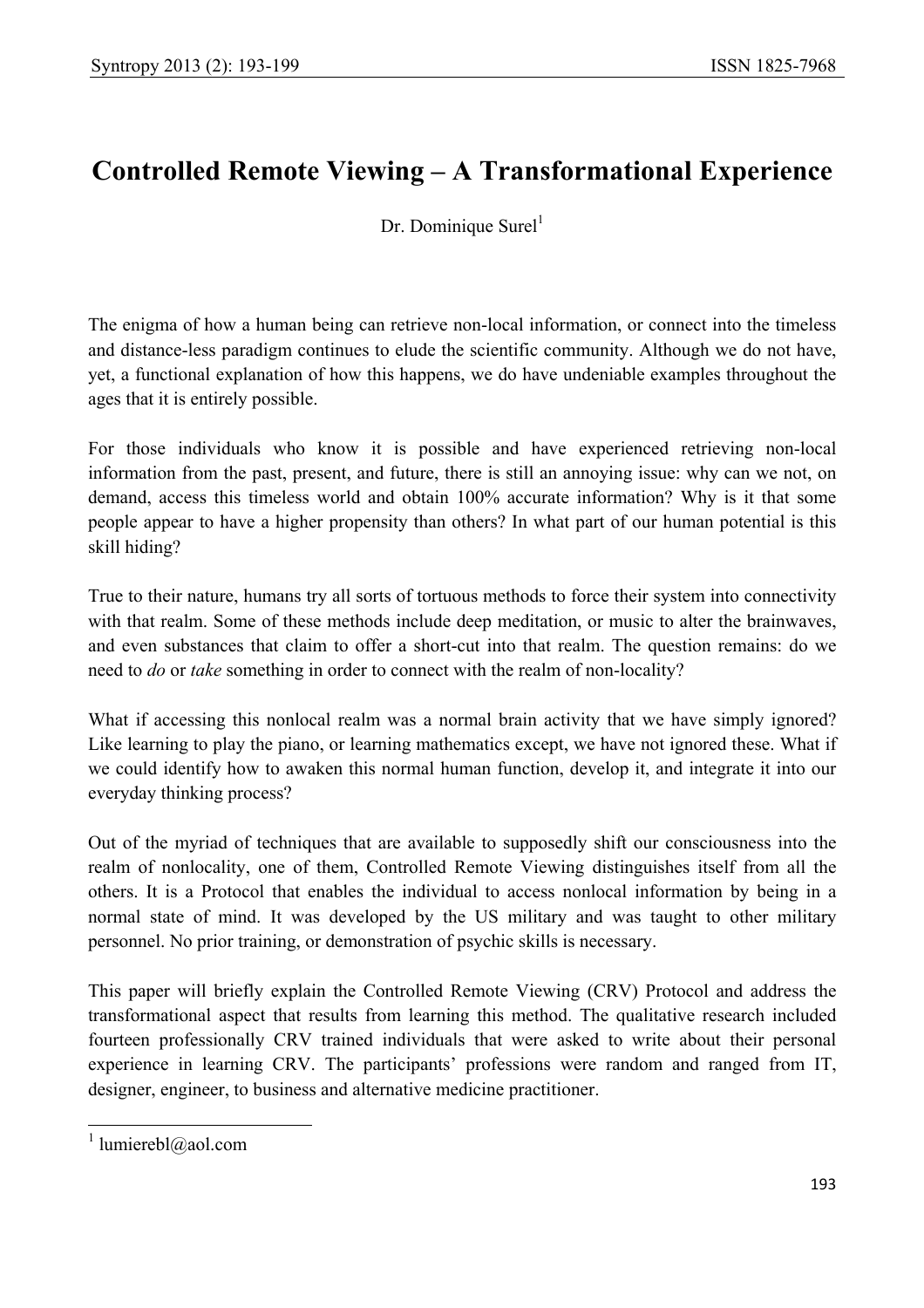# Controlled Remote Viewing – A Transformational Experience

Dr. Dominique Surel[1]

The enigma of how a human being can retrieve non-local information, or connect into the timeless and distance-less paradigm continues to elude the scientific community. Although we do not have, yet, a functional explanation of how this happens, we do have undeniable examples throughout the ages that it is entirely possible.

For those individuals who know it is possible and have experienced retrieving non-local information from the past, present, and future, there is still an annoying issue: why can we not, on demand, access this timeless world and obtain 100% accurate information? Why is it that some people appear to have a higher propensity than others? In what part of our human potential is this skill hiding?

True to their nature, humans try all sorts of tortuous methods to force their system into connectivity with that realm. Some of these methods include deep meditation, or music to alter the brainwaves, and even substances that claim to offer a short-cut into that realm. The question remains: do we need to *do* or *take* something in order to connect with the realm of non-locality?

What if accessing this nonlocal realm was a normal brain activity that we have simply ignored? Like learning to play the piano, or learning mathematics except, we have not ignored these. What if we could identify how to awaken this normal human function, develop it, and integrate it into our everyday thinking process?

Out of the myriad of techniques that are available to supposedly shift our consciousness into the realm of nonlocality, one of them, Controlled Remote Viewing distinguishes itself from all the others. It is a Protocol that enables the individual to access nonlocal information by being in a normal state of mind. It was developed by the US military and was taught to other military personnel. No prior training, or demonstration of psychic skills is necessary.

This paper will briefly explain the Controlled Remote Viewing (CRV) Protocol and address the transformational aspect that results from learning this method. The qualitative research included fourteen professionally CRV trained individuals that were asked to write about their personal experience in learning CRV. The participants' professions were random and ranged from IT, designer, engineer, to business and alternative medicine practitioner.

[1] lumierebl@aol.com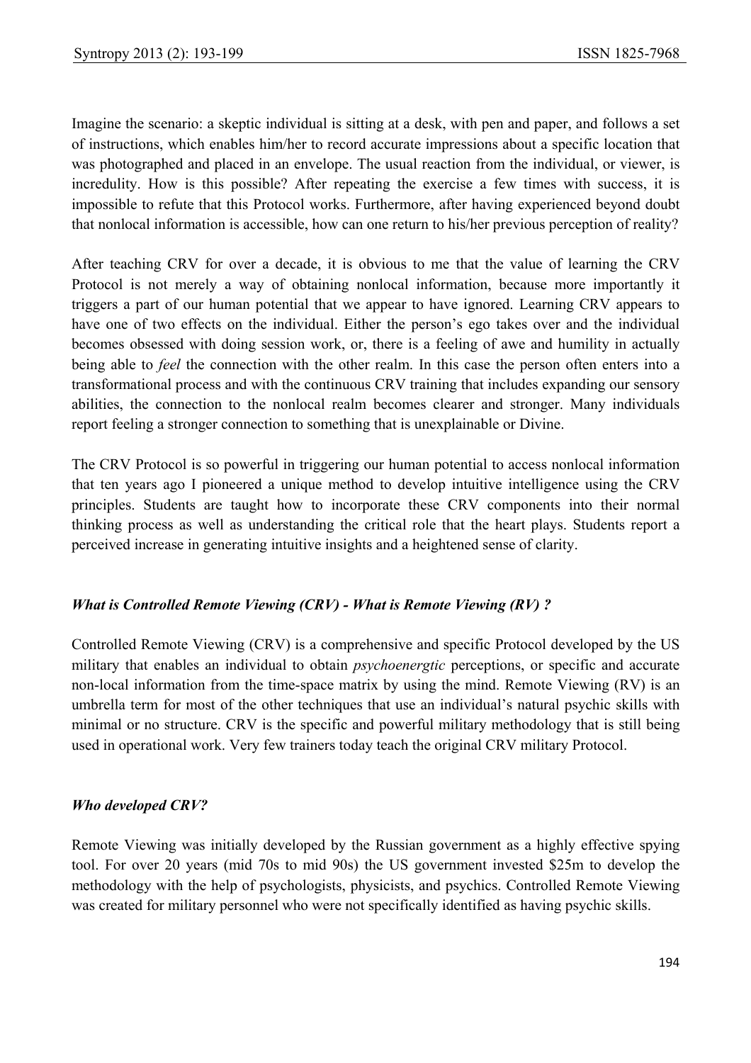Imagine the scenario: a skeptic individual is sitting at a desk, with pen and paper, and follows a set of instructions, which enables him/her to record accurate impressions about a specific location that was photographed and placed in an envelope. The usual reaction from the individual, or viewer, is incredulity. How is this possible? After repeating the exercise a few times with success, it is impossible to refute that this Protocol works. Furthermore, after having experienced beyond doubt that nonlocal information is accessible, how can one return to his/her previous perception of reality?

After teaching CRV for over a decade, it is obvious to me that the value of learning the CRV Protocol is not merely a way of obtaining nonlocal information, because more importantly it triggers a part of our human potential that we appear to have ignored. Learning CRV appears to have one of two effects on the individual. Either the person's ego takes over and the individual becomes obsessed with doing session work, or, there is a feeling of awe and humility in actually being able to *feel* the connection with the other realm. In this case the person often enters into a transformational process and with the continuous CRV training that includes expanding our sensory abilities, the connection to the nonlocal realm becomes clearer and stronger. Many individuals report feeling a stronger connection to something that is unexplainable or Divine.

The CRV Protocol is so powerful in triggering our human potential to access nonlocal information that ten years ago I pioneered a unique method to develop intuitive intelligence using the CRV principles. Students are taught how to incorporate these CRV components into their normal thinking process as well as understanding the critical role that the heart plays. Students report a perceived increase in generating intuitive insights and a heightened sense of clarity.

### *What is Controlled Remote Viewing (CRV) - What is Remote Viewing (RV) ?*

Controlled Remote Viewing (CRV) is a comprehensive and specific Protocol developed by the US military that enables an individual to obtain *psychoenergtic* perceptions, or specific and accurate non-local information from the time-space matrix by using the mind. Remote Viewing (RV) is an umbrella term for most of the other techniques that use an individual's natural psychic skills with minimal or no structure. CRV is the specific and powerful military methodology that is still being used in operational work. Very few trainers today teach the original CRV military Protocol.

### *Who developed CRV?*

Remote Viewing was initially developed by the Russian government as a highly effective spying tool. For over 20 years (mid 70s to mid 90s) the US government invested \$25m to develop the methodology with the help of psychologists, physicists, and psychics. Controlled Remote Viewing was created for military personnel who were not specifically identified as having psychic skills.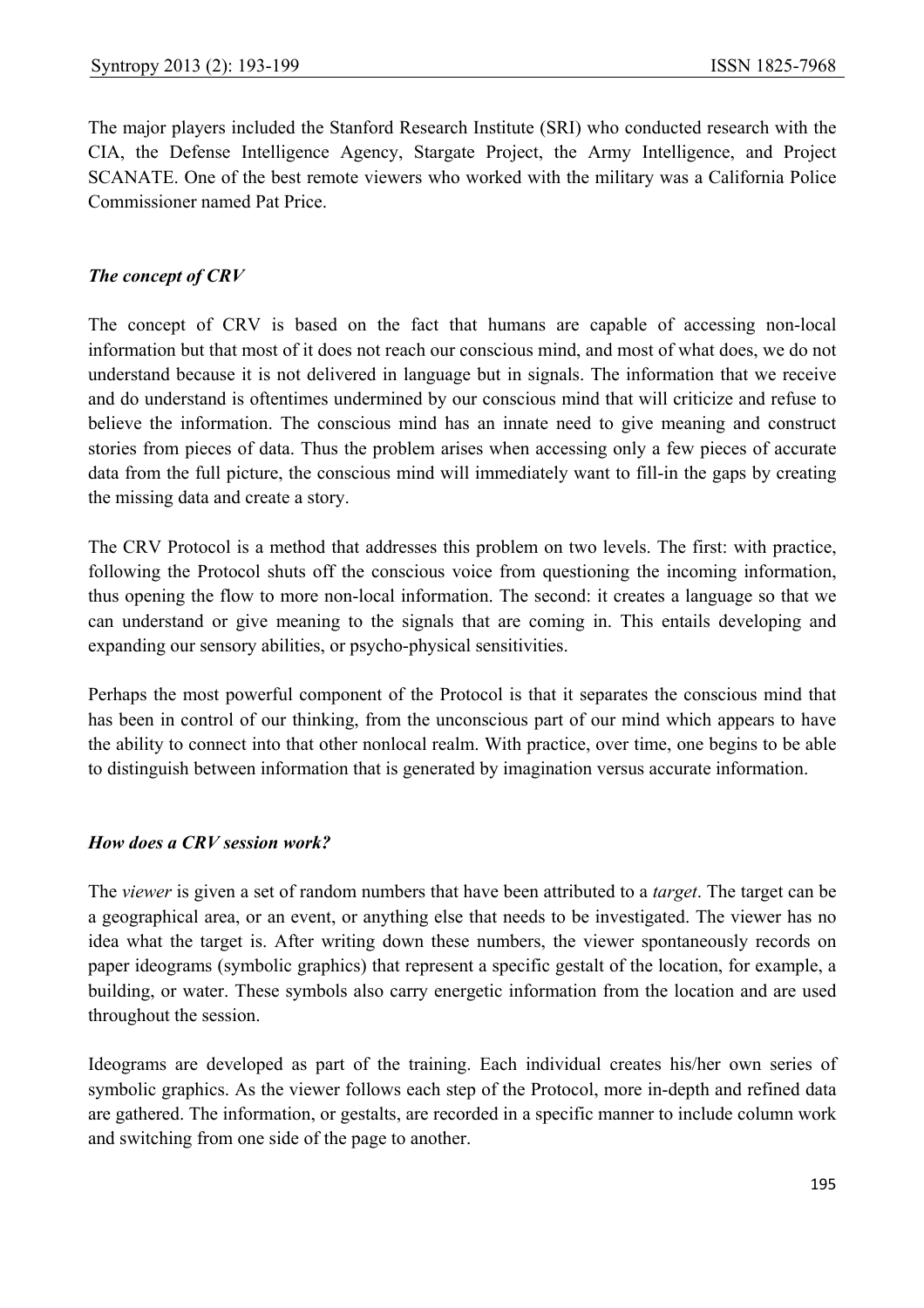The major players included the Stanford Research Institute (SRI) who conducted research with the CIA, the Defense Intelligence Agency, Stargate Project, the Army Intelligence, and Project SCANATE. One of the best remote viewers who worked with the military was a California Police Commissioner named Pat Price.

### *The concept of CRV*

The concept of CRV is based on the fact that humans are capable of accessing non-local information but that most of it does not reach our conscious mind, and most of what does, we do not understand because it is not delivered in language but in signals. The information that we receive and do understand is oftentimes undermined by our conscious mind that will criticize and refuse to believe the information. The conscious mind has an innate need to give meaning and construct stories from pieces of data. Thus the problem arises when accessing only a few pieces of accurate data from the full picture, the conscious mind will immediately want to fill-in the gaps by creating the missing data and create a story.

The CRV Protocol is a method that addresses this problem on two levels. The first: with practice, following the Protocol shuts off the conscious voice from questioning the incoming information, thus opening the flow to more non-local information. The second: it creates a language so that we can understand or give meaning to the signals that are coming in. This entails developing and expanding our sensory abilities, or psycho-physical sensitivities.

Perhaps the most powerful component of the Protocol is that it separates the conscious mind that has been in control of our thinking, from the unconscious part of our mind which appears to have the ability to connect into that other nonlocal realm. With practice, over time, one begins to be able to distinguish between information that is generated by imagination versus accurate information.

### *How does a CRV session work?*

The *viewer* is given a set of random numbers that have been attributed to a *target*. The target can be a geographical area, or an event, or anything else that needs to be investigated. The viewer has no idea what the target is. After writing down these numbers, the viewer spontaneously records on paper ideograms (symbolic graphics) that represent a specific gestalt of the location, for example, a building, or water. These symbols also carry energetic information from the location and are used throughout the session.

Ideograms are developed as part of the training. Each individual creates his/her own series of symbolic graphics. As the viewer follows each step of the Protocol, more in-depth and refined data are gathered. The information, or gestalts, are recorded in a specific manner to include column work and switching from one side of the page to another.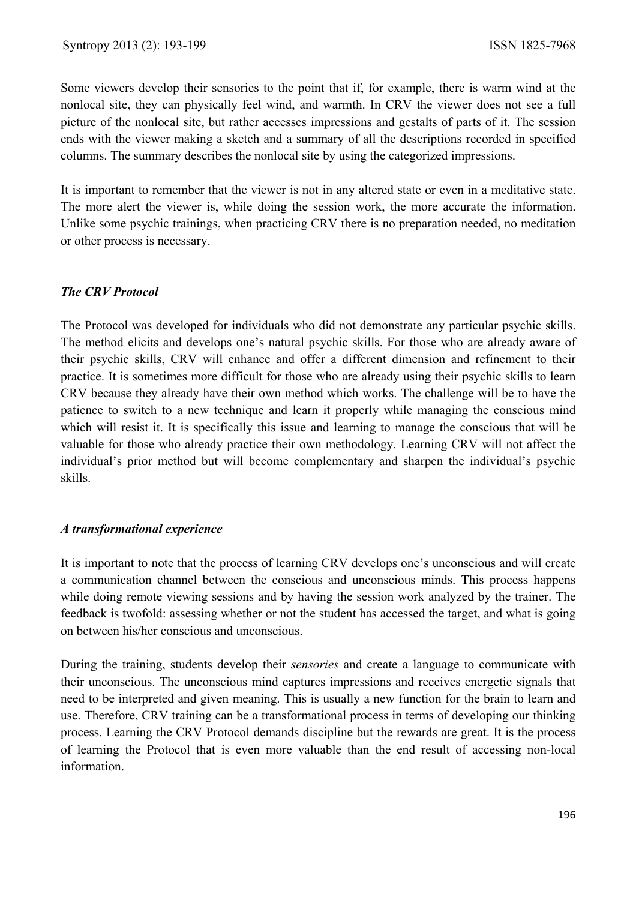Some viewers develop their sensories to the point that if, for example, there is warm wind at the nonlocal site, they can physically feel wind, and warmth. In CRV the viewer does not see a full picture of the nonlocal site, but rather accesses impressions and gestalts of parts of it. The session ends with the viewer making a sketch and a summary of all the descriptions recorded in specified columns. The summary describes the nonlocal site by using the categorized impressions.

It is important to remember that the viewer is not in any altered state or even in a meditative state. The more alert the viewer is, while doing the session work, the more accurate the information. Unlike some psychic trainings, when practicing CRV there is no preparation needed, no meditation or other process is necessary.

### *The CRV Protocol*

The Protocol was developed for individuals who did not demonstrate any particular psychic skills. The method elicits and develops one's natural psychic skills. For those who are already aware of their psychic skills, CRV will enhance and offer a different dimension and refinement to their practice. It is sometimes more difficult for those who are already using their psychic skills to learn CRV because they already have their own method which works. The challenge will be to have the patience to switch to a new technique and learn it properly while managing the conscious mind which will resist it. It is specifically this issue and learning to manage the conscious that will be valuable for those who already practice their own methodology. Learning CRV will not affect the individual's prior method but will become complementary and sharpen the individual's psychic skills.

### *A transformational experience*

It is important to note that the process of learning CRV develops one's unconscious and will create a communication channel between the conscious and unconscious minds. This process happens while doing remote viewing sessions and by having the session work analyzed by the trainer. The feedback is twofold: assessing whether or not the student has accessed the target, and what is going on between his/her conscious and unconscious.

During the training, students develop their *sensories* and create a language to communicate with their unconscious. The unconscious mind captures impressions and receives energetic signals that need to be interpreted and given meaning. This is usually a new function for the brain to learn and use. Therefore, CRV training can be a transformational process in terms of developing our thinking process. Learning the CRV Protocol demands discipline but the rewards are great. It is the process of learning the Protocol that is even more valuable than the end result of accessing non-local information.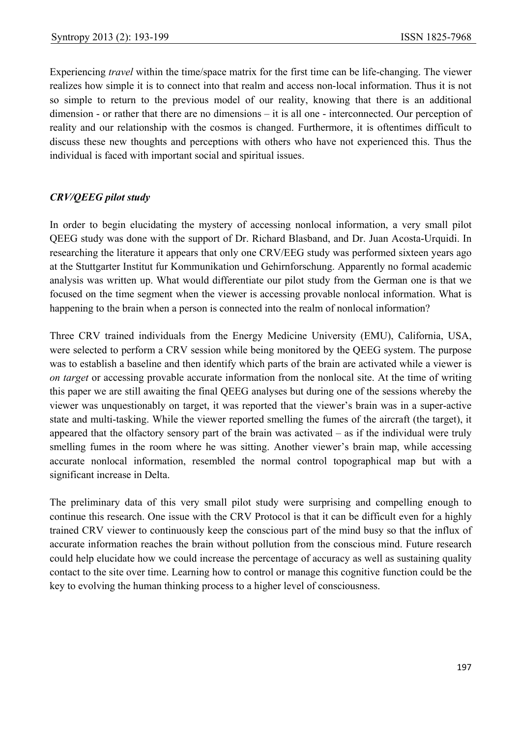Experiencing *travel* within the time/space matrix for the first time can be life-changing. The viewer realizes how simple it is to connect into that realm and access non-local information. Thus it is not so simple to return to the previous model of our reality, knowing that there is an additional dimension - or rather that there are no dimensions – it is all one - interconnected. Our perception of reality and our relationship with the cosmos is changed. Furthermore, it is oftentimes difficult to discuss these new thoughts and perceptions with others who have not experienced this. Thus the individual is faced with important social and spiritual issues.

### *CRV/QEEG pilot study*

In order to begin elucidating the mystery of accessing nonlocal information, a very small pilot QEEG study was done with the support of Dr. Richard Blasband, and Dr. Juan Acosta-Urquidi. In researching the literature it appears that only one CRV/EEG study was performed sixteen years ago at the Stuttgarter Institut fur Kommunikation und Gehirnforschung. Apparently no formal academic analysis was written up. What would differentiate our pilot study from the German one is that we focused on the time segment when the viewer is accessing provable nonlocal information. What is happening to the brain when a person is connected into the realm of nonlocal information?

Three CRV trained individuals from the Energy Medicine University (EMU), California, USA, were selected to perform a CRV session while being monitored by the QEEG system. The purpose was to establish a baseline and then identify which parts of the brain are activated while a viewer is *on target* or accessing provable accurate information from the nonlocal site. At the time of writing this paper we are still awaiting the final QEEG analyses but during one of the sessions whereby the viewer was unquestionably on target, it was reported that the viewer's brain was in a super-active state and multi-tasking. While the viewer reported smelling the fumes of the aircraft (the target), it appeared that the olfactory sensory part of the brain was activated – as if the individual were truly smelling fumes in the room where he was sitting. Another viewer's brain map, while accessing accurate nonlocal information, resembled the normal control topographical map but with a significant increase in Delta.

The preliminary data of this very small pilot study were surprising and compelling enough to continue this research. One issue with the CRV Protocol is that it can be difficult even for a highly trained CRV viewer to continuously keep the conscious part of the mind busy so that the influx of accurate information reaches the brain without pollution from the conscious mind. Future research could help elucidate how we could increase the percentage of accuracy as well as sustaining quality contact to the site over time. Learning how to control or manage this cognitive function could be the key to evolving the human thinking process to a higher level of consciousness.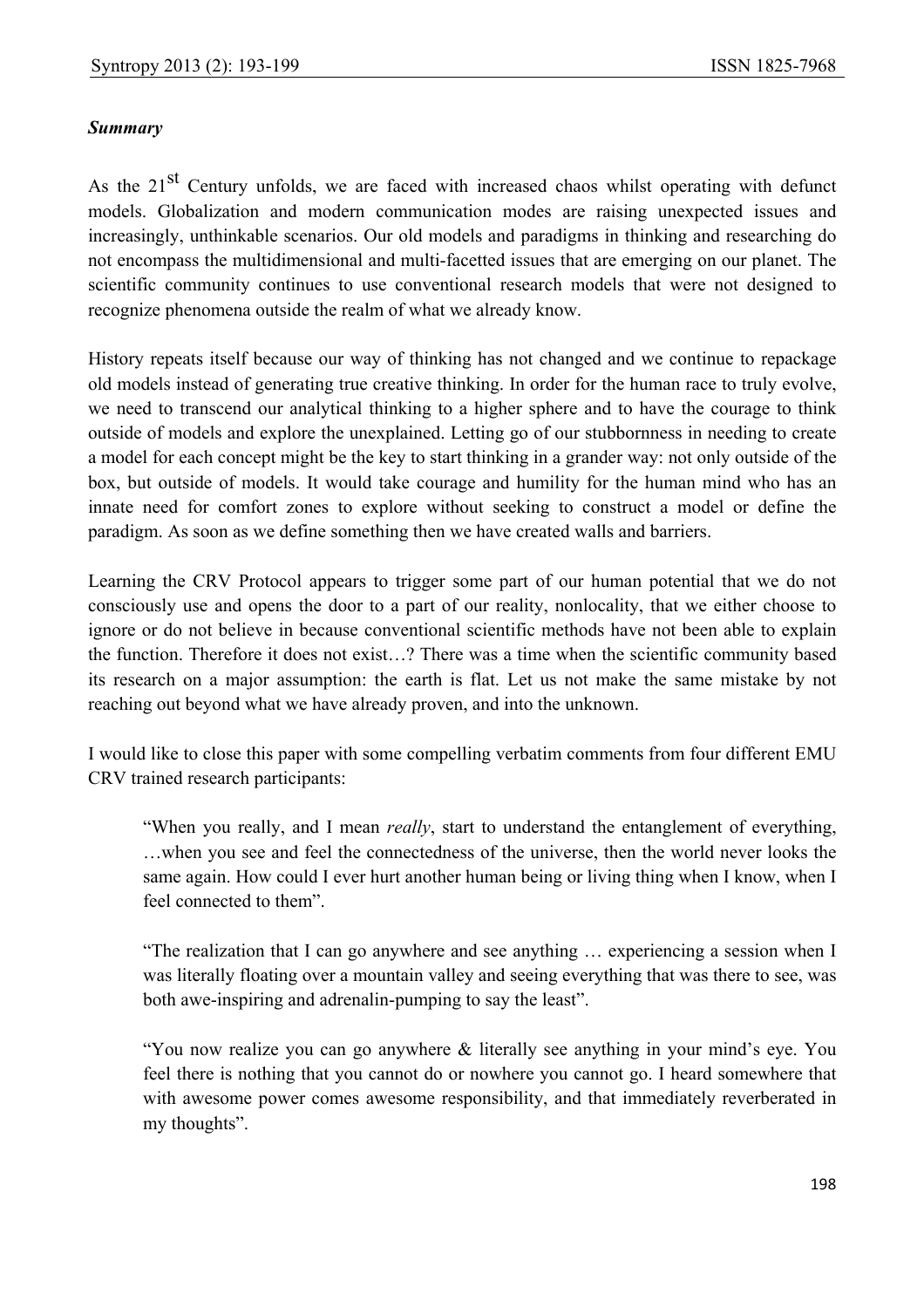***Summary***

As the 21$^{st}$ Century unfolds, we are faced with increased chaos whilst operating with defunct models. Globalization and modern communication modes are raising unexpected issues and increasingly, unthinkable scenarios. Our old models and paradigms in thinking and researching do not encompass the multidimensional and multi-facetted issues that are emerging on our planet. The scientific community continues to use conventional research models that were not designed to recognize phenomena outside the realm of what we already know.

History repeats itself because our way of thinking has not changed and we continue to repackage old models instead of generating true creative thinking. In order for the human race to truly evolve, we need to transcend our analytical thinking to a higher sphere and to have the courage to think outside of models and explore the unexplained. Letting go of our stubbornness in needing to create a model for each concept might be the key to start thinking in a grander way: not only outside of the box, but outside of models. It would take courage and humility for the human mind who has an innate need for comfort zones to explore without seeking to construct a model or define the paradigm. As soon as we define something then we have created walls and barriers.

Learning the CRV Protocol appears to trigger some part of our human potential that we do not consciously use and opens the door to a part of our reality, nonlocality, that we either choose to ignore or do not believe in because conventional scientific methods have not been able to explain the function. Therefore it does not exist…? There was a time when the scientific community based its research on a major assumption: the earth is flat. Let us not make the same mistake by not reaching out beyond what we have already proven, and into the unknown.

I would like to close this paper with some compelling verbatim comments from four different EMU CRV trained research participants:

> "When you really, and I mean *really*, start to understand the entanglement of everything, …when you see and feel the connectedness of the universe, then the world never looks the same again. How could I ever hurt another human being or living thing when I know, when I feel connected to them".

> "The realization that I can go anywhere and see anything … experiencing a session when I was literally floating over a mountain valley and seeing everything that was there to see, was both awe-inspiring and adrenalin-pumping to say the least".

> "You now realize you can go anywhere & literally see anything in your mind's eye. You feel there is nothing that you cannot do or nowhere you cannot go. I heard somewhere that with awesome power comes awesome responsibility, and that immediately reverberated in my thoughts".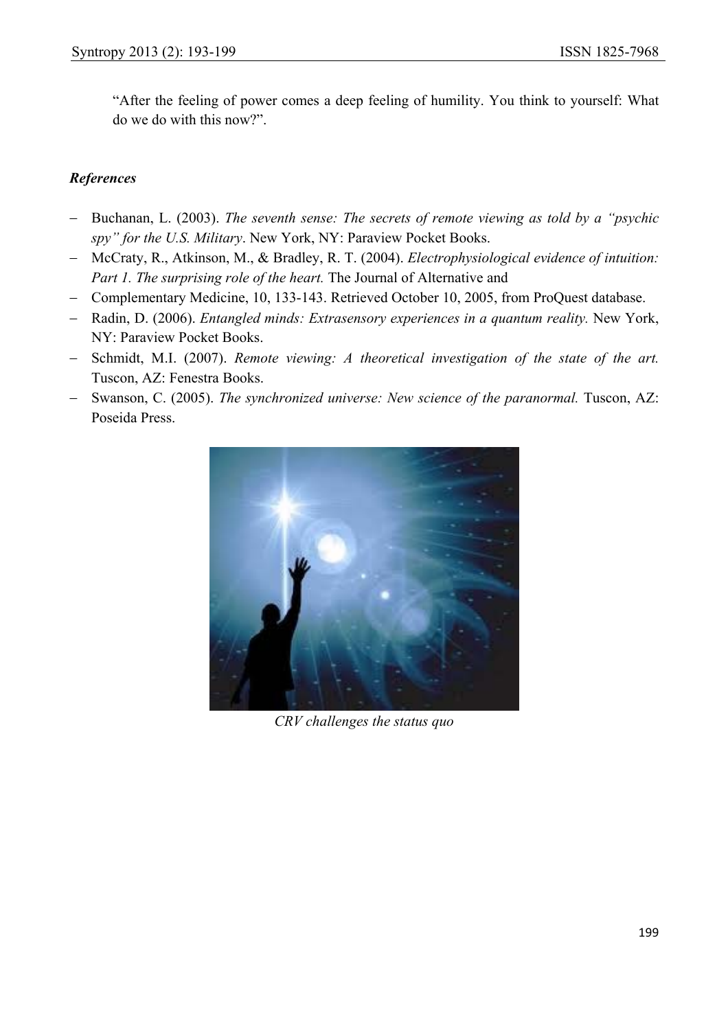"After the feeling of power comes a deep feeling of humility. You think to yourself: What do we do with this now?".

***References***

- Buchanan, L. (2003). *The seventh sense: The secrets of remote viewing as told by a "psychic spy" for the U.S. Military*. New York, NY: Paraview Pocket Books.
- McCraty, R., Atkinson, M., & Bradley, R. T. (2004). *Electrophysiological evidence of intuition: Part 1. The surprising role of the heart.* The Journal of Alternative and
- Complementary Medicine, 10, 133-143. Retrieved October 10, 2005, from ProQuest database.
- Radin, D. (2006). *Entangled minds: Extrasensory experiences in a quantum reality.* New York, NY: Paraview Pocket Books.
- Schmidt, M.I. (2007). *Remote viewing: A theoretical investigation of the state of the art.* Tuscon, AZ: Fenestra Books.
- Swanson, C. (2005). *The synchronized universe: New science of the paranormal.* Tuscon, AZ: Poseida Press.

*CRV challenges the status quo*